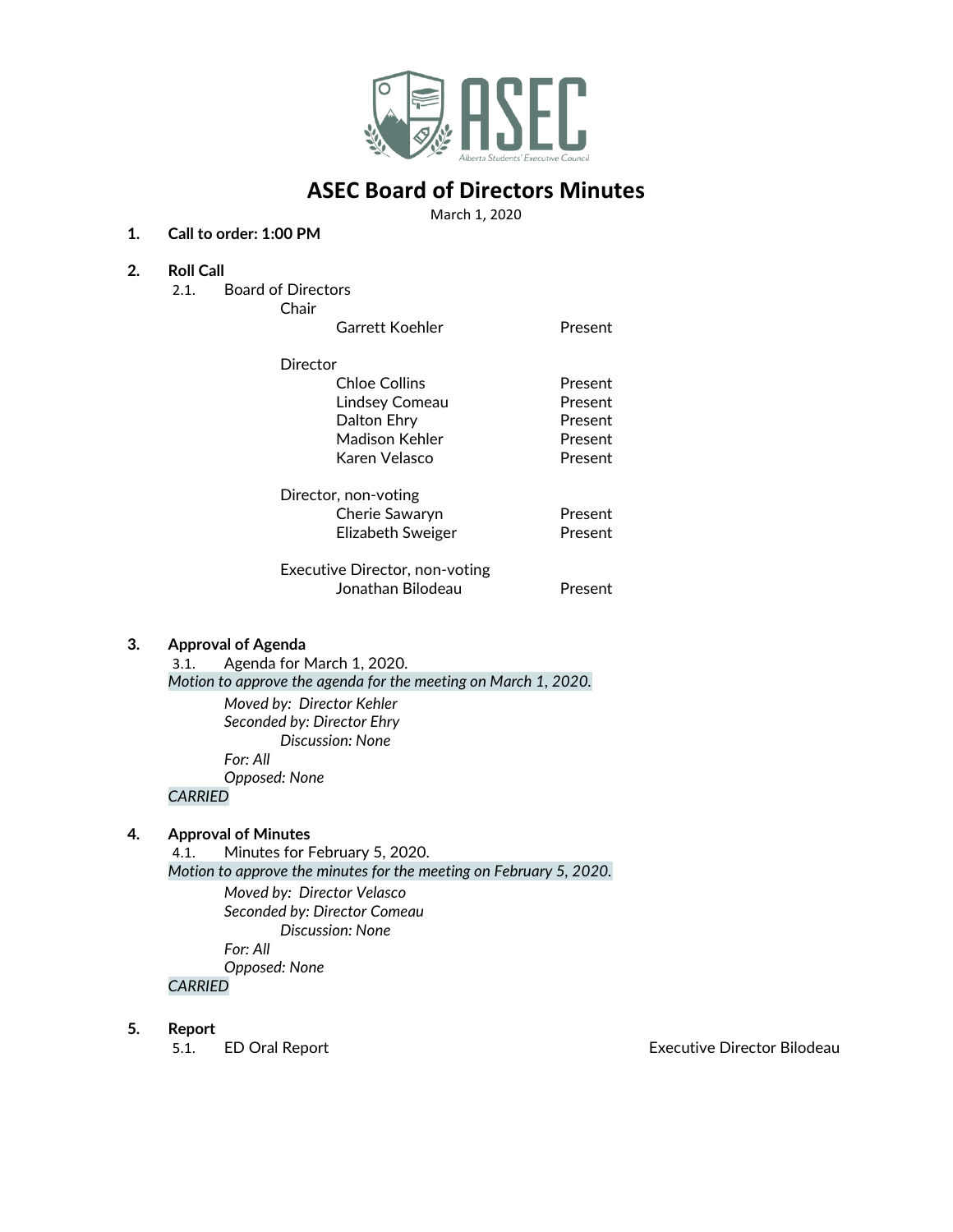# ASEC Board of Directors Minutes

March 1, 2020

**1. Call to order: 1:00 PM**

**2. Roll Call**

2.1. Board of Directors

Chair

| | |
|---|---|
| Garrett Koehler | Present |

Director

| | |
|---|---|
| Chloe Collins | Present |
| Lindsey Comeau | Present |
| Dalton Ehry | Present |
| Madison Kehler | Present |
| Karen Velasco | Present |

Director, non-voting

| | |
|---|---|
| Cherie Sawaryn | Present |
| Elizabeth Sweiger | Present |

Executive Director, non-voting

| | |
|---|---|
| Jonathan Bilodeau | Present |

**3. Approval of Agenda**

3.1. Agenda for March 1, 2020.

*Motion to approve the agenda for the meeting on March 1, 2020.*

*Moved by: Director Kehler*
*Seconded by: Director Ehry*
*Discussion: None*
*For: All*
*Opposed: None*

*CARRIED*

**4. Approval of Minutes**

4.1. Minutes for February 5, 2020.

*Motion to approve the minutes for the meeting on February 5, 2020.*

*Moved by: Director Velasco*
*Seconded by: Director Comeau*
*Discussion: None*
*For: All*
*Opposed: None*

*CARRIED*

**5. Report**

5.1. ED Oral Report — Executive Director Bilodeau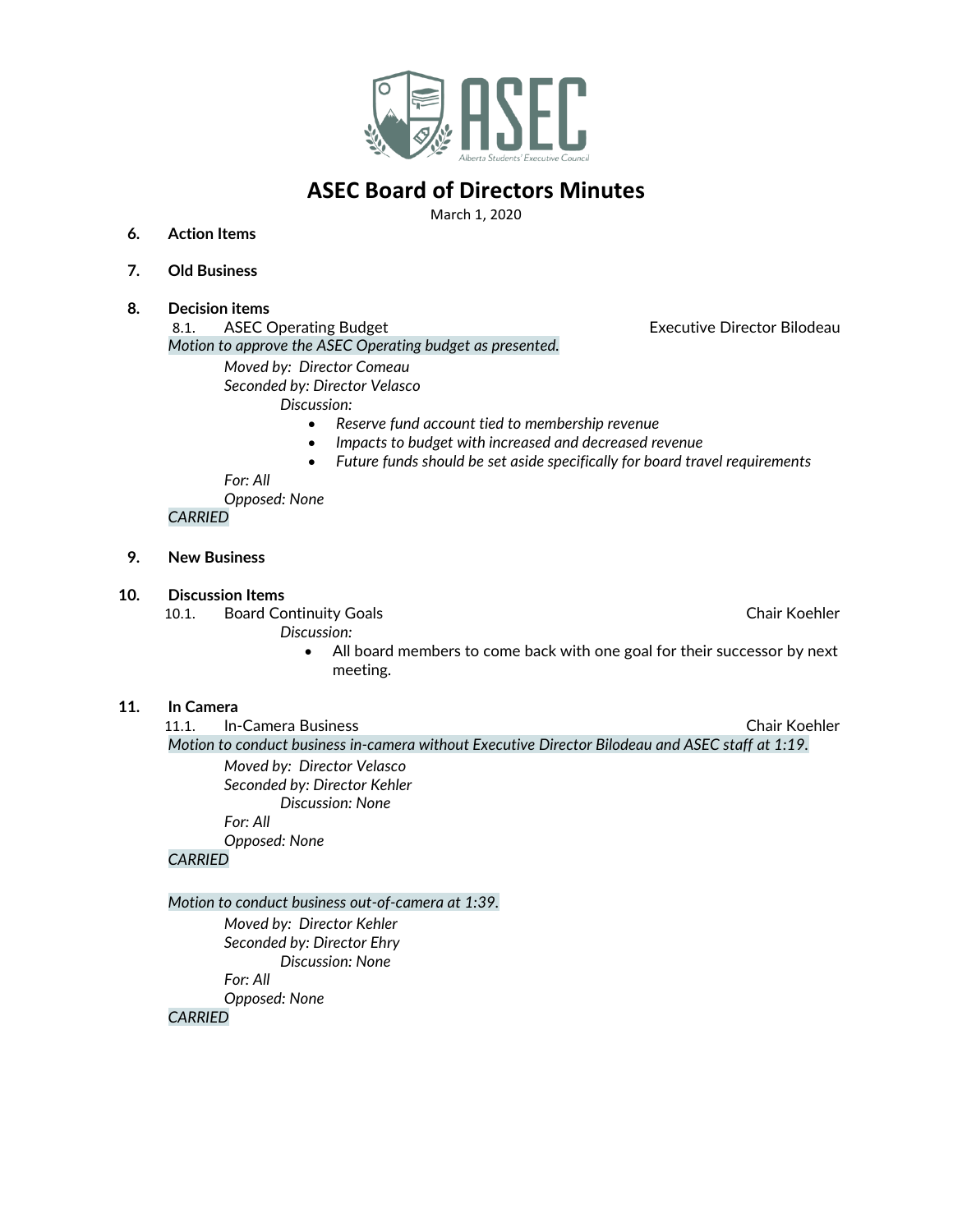# ASEC Board of Directors Minutes

March 1, 2020

## 6. Action Items

## 7. Old Business

## 8. Decision items

8.1. ASEC Operating Budget — Executive Director Bilodeau

*Motion to approve the ASEC Operating budget as presented.*

*Moved by: Director Comeau*
*Seconded by: Director Velasco*
*Discussion:*

- *Reserve fund account tied to membership revenue*
- *Impacts to budget with increased and decreased revenue*
- *Future funds should be set aside specifically for board travel requirements*

*For: All*
*Opposed: None*
*CARRIED*

## 9. New Business

## 10. Discussion Items

10.1. Board Continuity Goals — Chair Koehler

*Discussion:*

- All board members to come back with one goal for their successor by next meeting.

## 11. In Camera

11.1. In-Camera Business — Chair Koehler

*Motion to conduct business in-camera without Executive Director Bilodeau and ASEC staff at 1:19.*

*Moved by: Director Velasco*
*Seconded by: Director Kehler*
*Discussion: None*
*For: All*
*Opposed: None*
*CARRIED*

*Motion to conduct business out-of-camera at 1:39.*

*Moved by: Director Kehler*
*Seconded by: Director Ehry*
*Discussion: None*
*For: All*
*Opposed: None*
*CARRIED*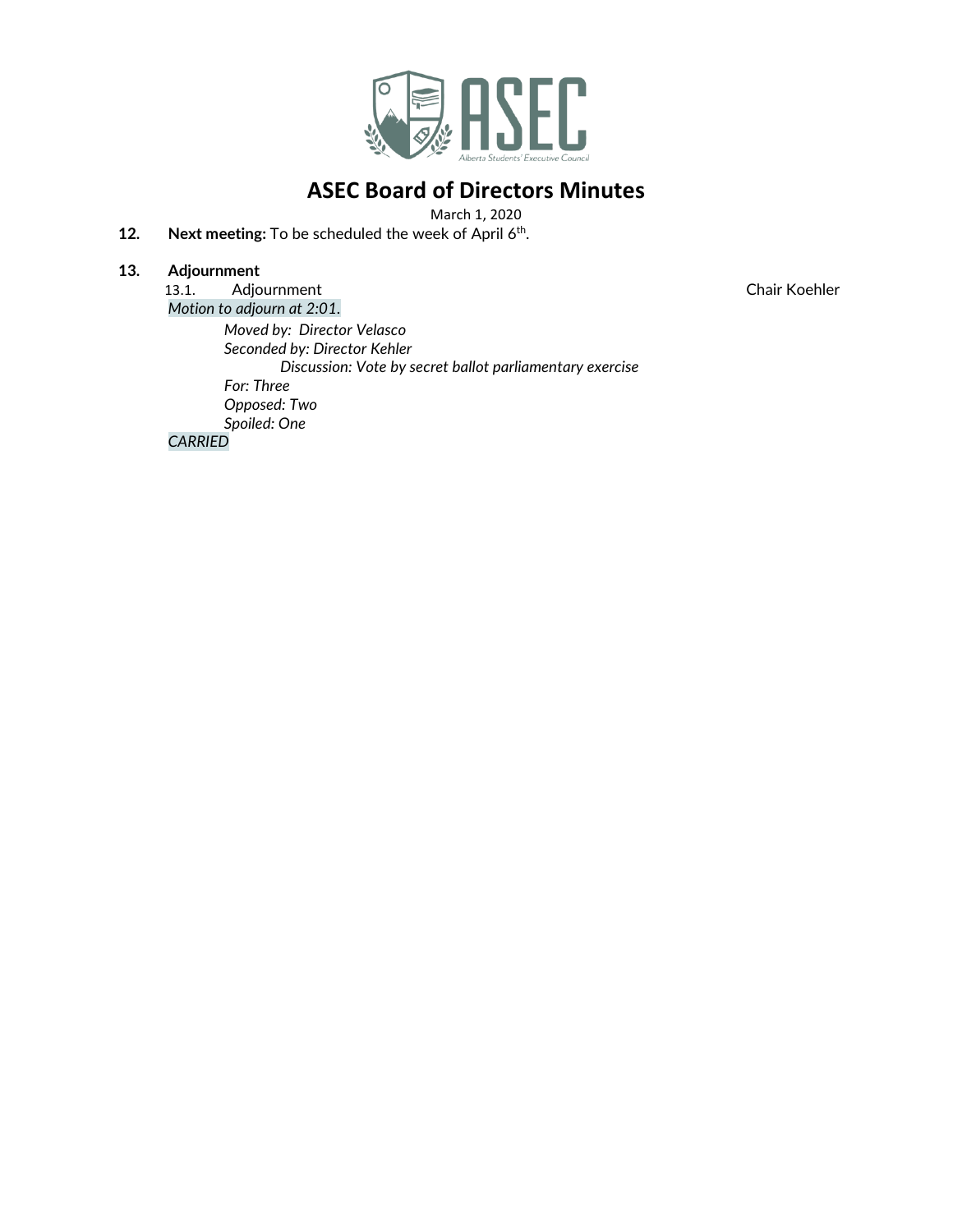# ASEC Board of Directors Minutes

March 1, 2020

**12. Next meeting:** To be scheduled the week of April 6th.

**13. Adjournment**

13.1. Adjournment — Chair Koehler

*Motion to adjourn at 2:01.*

*Moved by: Director Velasco*
*Seconded by: Director Kehler*
*Discussion: Vote by secret ballot parliamentary exercise*
*For: Three*
*Opposed: Two*
*Spoiled: One*

*CARRIED*